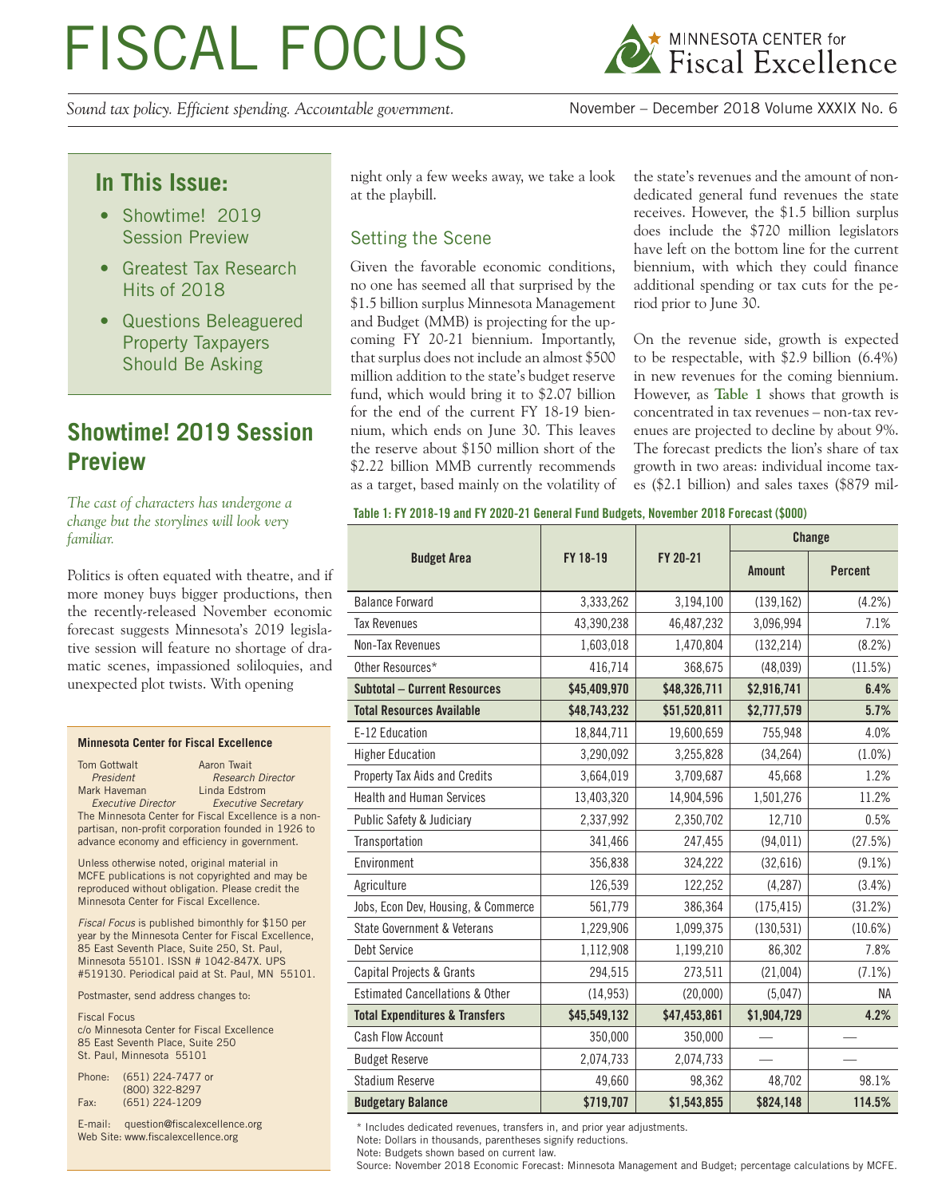# FISCAL FOCUS

MINNESOTA CENTER for Fiscal Excellence

*Sound tax policy. Efficient spending. Accountable government.*

November – December 2018 Volume XXXIX No. 6

## In This Issue:

- Showtime! 2019 Session Preview
- Greatest Tax Research Hits of 2018
- Questions Beleaguered Property Taxpayers Should Be Asking

## Showtime! 2019 Session Preview

*The cast of characters has undergone a change but the storylines will look very familiar.*

Politics is often equated with theatre, and if more money buys bigger productions, then the recently-released November economic forecast suggests Minnesota's 2019 legislative session will feature no shortage of dramatic scenes, impassioned soliloquies, and unexpected plot twists. With opening night only a few weeks away, we take a look at the playbill.

### Setting the Scene

Given the favorable economic conditions, no one has seemed all that surprised by the $1.5 billion surplus Minnesota Management and Budget (MMB) is projecting for the upcoming FY 20-21 biennium. Importantly, that surplus does not include an almost $500 million addition to the state's budget reserve fund, which would bring it to $2.07 billion for the end of the current FY 18-19 biennium, which ends on June 30. This leaves the reserve about $150 million short of the $2.22 billion MMB currently recommends as a target, based mainly on the volatility of the state's revenues and the amount of non-dedicated general fund revenues the state receives. However, the $1.5 billion surplus does include the $720 million legislators have left on the bottom line for the current biennium, with which they could finance additional spending or tax cuts for the period prior to June 30.

On the revenue side, growth is expected to be respectable, with $2.9 billion (6.4%) in new revenues for the coming biennium. However, as **Table 1** shows that growth is concentrated in tax revenues – non-tax revenues are projected to decline by about 9%. The forecast predicts the lion's share of tax growth in two areas: individual income taxes ($2.1 billion) and sales taxes ($879 mil-

**Table 1: FY 2018-19 and FY 2020-21 General Fund Budgets, November 2018 Forecast ($000)**

| Budget Area | FY 18-19 | FY 20-21 | Change | |
|---|---|---|---|---|
| | | | Amount | Percent |
| Balance Forward | 3,333,262 | 3,194,100 | (139,162) | (4.2%) |
| Tax Revenues | 43,390,238 | 46,487,232 | 3,096,994 | 7.1% |
| Non-Tax Revenues | 1,603,018 | 1,470,804 | (132,214) | (8.2%) |
| Other Resources* | 416,714 | 368,675 | (48,039) | (11.5%) |
| **Subtotal – Current Resources** | **$45,409,970** | **$48,326,711** | **$2,916,741** | **6.4%** |
| **Total Resources Available** | **$48,743,232** | **$51,520,811** | **$2,777,579** | **5.7%** |
| E-12 Education | 18,844,711 | 19,600,659 | 755,948 | 4.0% |
| Higher Education | 3,290,092 | 3,255,828 | (34,264) | (1.0%) |
| Property Tax Aids and Credits | 3,664,019 | 3,709,687 | 45,668 | 1.2% |
| Health and Human Services | 13,403,320 | 14,904,596 | 1,501,276 | 11.2% |
| Public Safety & Judiciary | 2,337,992 | 2,350,702 | 12,710 | 0.5% |
| Transportation | 341,466 | 247,455 | (94,011) | (27.5%) |
| Environment | 356,838 | 324,222 | (32,616) | (9.1%) |
| Agriculture | 126,539 | 122,252 | (4,287) | (3.4%) |
| Jobs, Econ Dev, Housing, & Commerce | 561,779 | 386,364 | (175,415) | (31.2%) |
| State Government & Veterans | 1,229,906 | 1,099,375 | (130,531) | (10.6%) |
| Debt Service | 1,112,908 | 1,199,210 | 86,302 | 7.8% |
| Capital Projects & Grants | 294,515 | 273,511 | (21,004) | (7.1%) |
| Estimated Cancellations & Other | (14,953) | (20,000) | (5,047) | NA |
| **Total Expenditures & Transfers** | **$45,549,132** | **$47,453,861** | **$1,904,729** | **4.2%** |
| Cash Flow Account | 350,000 | 350,000 | — | — |
| Budget Reserve | 2,074,733 | 2,074,733 | — | — |
| Stadium Reserve | 49,660 | 98,362 | 48,702 | 98.1% |
| **Budgetary Balance** | **$719,707** | **$1,543,855** | **$824,148** | **114.5%** |

\* Includes dedicated revenues, transfers in, and prior year adjustments.
Note: Dollars in thousands, parentheses signify reductions.
Note: Budgets shown based on current law.
Source: November 2018 Economic Forecast: Minnesota Management and Budget; percentage calculations by MCFE.

---

**Minnesota Center for Fiscal Excellence**

Tom Gottwalt, *President*
Aaron Twait, *Research Director*
Mark Haveman, *Executive Director*
Linda Edstrom, *Executive Secretary*

The Minnesota Center for Fiscal Excellence is a non-partisan, non-profit corporation founded in 1926 to advance economy and efficiency in government.

Unless otherwise noted, original material in MCFE publications is not copyrighted and may be reproduced without obligation. Please credit the Minnesota Center for Fiscal Excellence.

*Fiscal Focus* is published bimonthly for $150 per year by the Minnesota Center for Fiscal Excellence, 85 East Seventh Place, Suite 250, St. Paul, Minnesota 55101. ISSN # 1042-847X. UPS #519130. Periodical paid at St. Paul, MN 55101.

Postmaster, send address changes to:

Fiscal Focus
c/o Minnesota Center for Fiscal Excellence
85 East Seventh Place, Suite 250
St. Paul, Minnesota 55101

Phone: (651) 224-7477 or (800) 322-8297
Fax: (651) 224-1209

E-mail: question@fiscalexcellence.org
Web Site: www.fiscalexcellence.org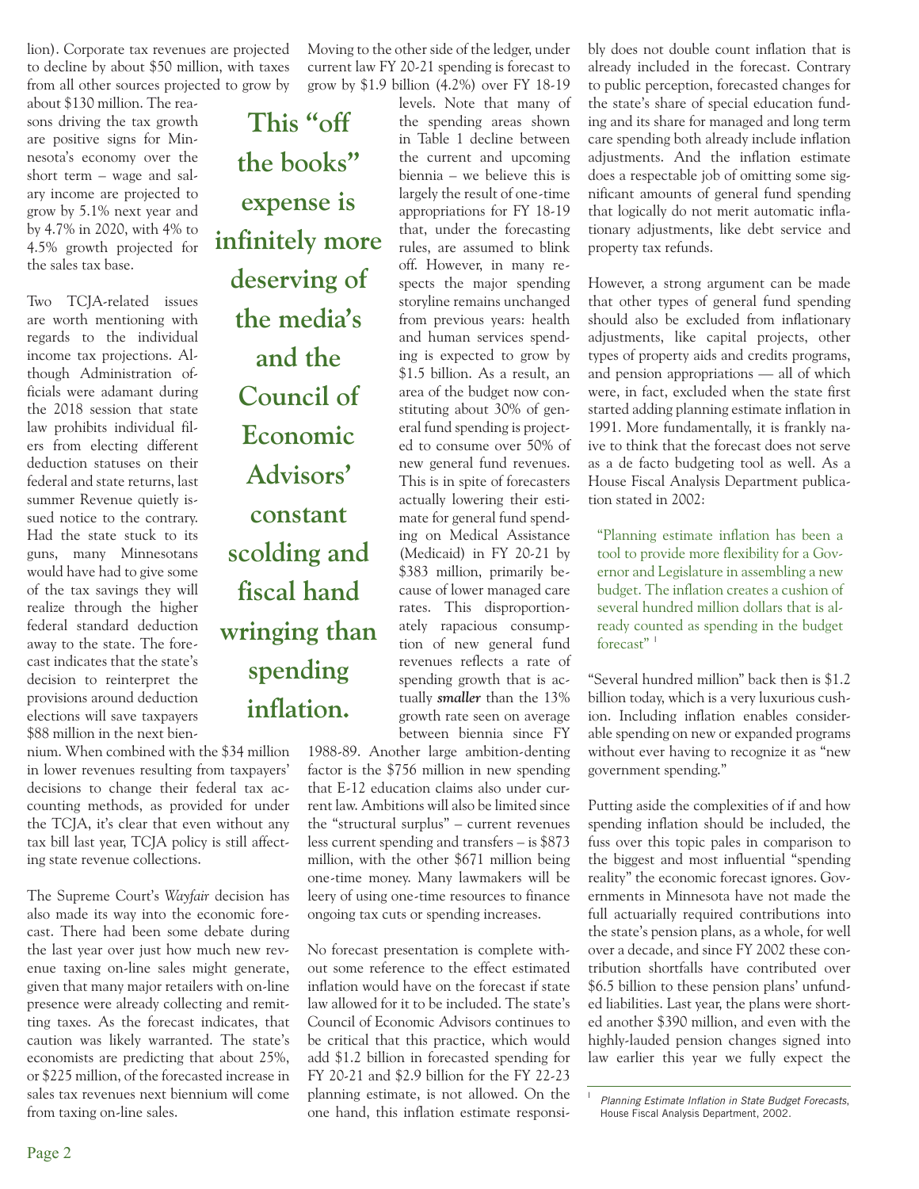lion). Corporate tax revenues are projected to decline by about $50 million, with taxes from all other sources projected to grow by about $130 million. The reasons driving the tax growth are positive signs for Minnesota's economy over the short term – wage and salary income are projected to grow by 5.1% next year and by 4.7% in 2020, with 4% to 4.5% growth projected for the sales tax base.

Two TCJA-related issues are worth mentioning with regards to the individual income tax projections. Although Administration officials were adamant during the 2018 session that state law prohibits individual filers from electing different deduction statuses on their federal and state returns, last summer Revenue quietly issued notice to the contrary. Had the state stuck to its guns, many Minnesotans would have had to give some of the tax savings they will realize through the higher federal standard deduction away to the state. The forecast indicates that the state's decision to reinterpret the provisions around deduction elections will save taxpayers $88 million in the next biennium. When combined with the $34 million in lower revenues resulting from taxpayers' decisions to change their federal tax accounting methods, as provided for under the TCJA, it's clear that even without any tax bill last year, TCJA policy is still affecting state revenue collections.

The Supreme Court's *Wayfair* decision has also made its way into the economic forecast. There had been some debate during the last year over just how much new revenue taxing on-line sales might generate, given that many major retailers with on-line presence were already collecting and remitting taxes. As the forecast indicates, that caution was likely warranted. The state's economists are predicting that about 25%, or $225 million, of the forecasted increase in sales tax revenues next biennium will come from taxing on-line sales.

**This "off the books" expense is infinitely more deserving of the media's and the Council of Economic Advisors' constant scolding and fiscal hand wringing than spending inflation.**

Moving to the other side of the ledger, under current law FY 20-21 spending is forecast to grow by $1.9 billion (4.2%) over FY 18-19 levels. Note that many of the spending areas shown in Table 1 decline between the current and upcoming biennia – we believe this is largely the result of one-time appropriations for FY 18-19 that, under the forecasting rules, are assumed to blink off. However, in many respects the major spending storyline remains unchanged from previous years: health and human services spending is expected to grow by $1.5 billion. As a result, an area of the budget now constituting about 30% of general fund spending is projected to consume over 50% of new general fund revenues. This is in spite of forecasters actually lowering their estimate for general fund spending on Medical Assistance (Medicaid) in FY 20-21 by $383 million, primarily because of lower managed care rates. This disproportionately rapacious consumption of new general fund revenues reflects a rate of spending growth that is actually ***smaller*** than the 13% growth rate seen on average between biennia since FY 1988-89. Another large ambition-denting factor is the $756 million in new spending that E-12 education claims also under current law. Ambitions will also be limited since the "structural surplus" – current revenues less current spending and transfers – is $873 million, with the other $671 million being one-time money. Many lawmakers will be leery of using one-time resources to finance ongoing tax cuts or spending increases.

No forecast presentation is complete without some reference to the effect estimated inflation would have on the forecast if state law allowed for it to be included. The state's Council of Economic Advisors continues to be critical that this practice, which would add $1.2 billion in forecasted spending for FY 20-21 and $2.9 billion for the FY 22-23 planning estimate, is not allowed. On the one hand, this inflation estimate responsibly does not double count inflation that is already included in the forecast. Contrary to public perception, forecasted changes for the state's share of special education funding and its share for managed and long term care spending both already include inflation adjustments. And the inflation estimate does a respectable job of omitting some significant amounts of general fund spending that logically do not merit automatic inflationary adjustments, like debt service and property tax refunds.

However, a strong argument can be made that other types of general fund spending should also be excluded from inflationary adjustments, like capital projects, other types of property aids and credits programs, and pension appropriations — all of which were, in fact, excluded when the state first started adding planning estimate inflation in 1991. More fundamentally, it is frankly naive to think that the forecast does not serve as a de facto budgeting tool as well. As a House Fiscal Analysis Department publication stated in 2002:

> "Planning estimate inflation has been a tool to provide more flexibility for a Governor and Legislature in assembling a new budget. The inflation creates a cushion of several hundred million dollars that is already counted as spending in the budget forecast" [1]

"Several hundred million" back then is $1.2 billion today, which is a very luxurious cushion. Including inflation enables considerable spending on new or expanded programs without ever having to recognize it as "new government spending."

Putting aside the complexities of if and how spending inflation should be included, the fuss over this topic pales in comparison to the biggest and most influential "spending reality" the economic forecast ignores. Governments in Minnesota have not made the full actuarially required contributions into the state's pension plans, as a whole, for well over a decade, and since FY 2002 these contribution shortfalls have contributed over $6.5 billion to these pension plans' unfunded liabilities. Last year, the plans were shorted another $390 million, and even with the highly-lauded pension changes signed into law earlier this year we fully expect the

[1] *Planning Estimate Inflation in State Budget Forecasts*, House Fiscal Analysis Department, 2002.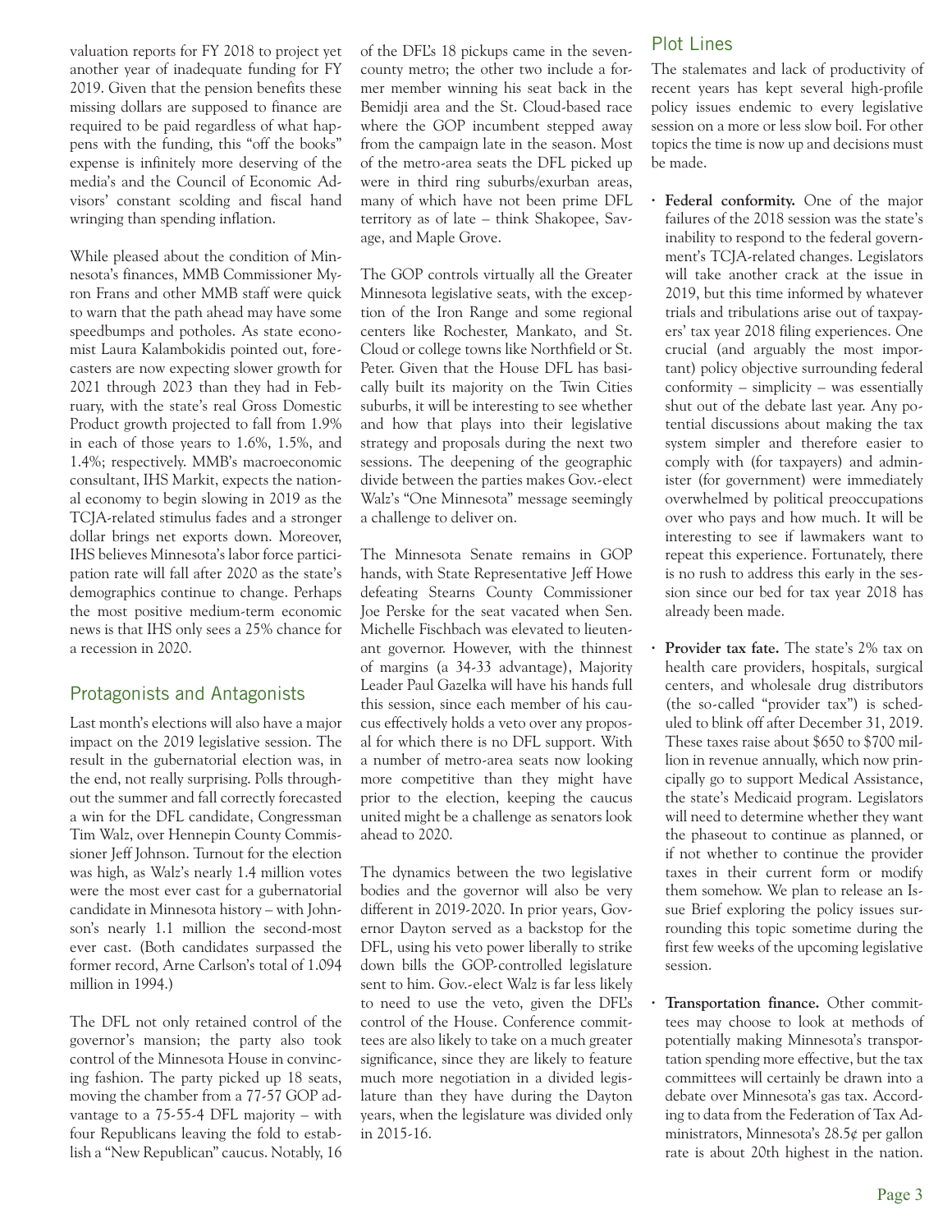valuation reports for FY 2018 to project yet another year of inadequate funding for FY 2019. Given that the pension benefits these missing dollars are supposed to finance are required to be paid regardless of what happens with the funding, this "off the books" expense is infinitely more deserving of the media's and the Council of Economic Advisors' constant scolding and fiscal hand wringing than spending inflation.

While pleased about the condition of Minnesota's finances, MMB Commissioner Myron Frans and other MMB staff were quick to warn that the path ahead may have some speedbumps and potholes. As state economist Laura Kalambokidis pointed out, forecasters are now expecting slower growth for 2021 through 2023 than they had in February, with the state's real Gross Domestic Product growth projected to fall from 1.9% in each of those years to 1.6%, 1.5%, and 1.4%; respectively. MMB's macroeconomic consultant, IHS Markit, expects the national economy to begin slowing in 2019 as the TCJA-related stimulus fades and a stronger dollar brings net exports down. Moreover, IHS believes Minnesota's labor force participation rate will fall after 2020 as the state's demographics continue to change. Perhaps the most positive medium-term economic news is that IHS only sees a 25% chance for a recession in 2020.

## Protagonists and Antagonists

Last month's elections will also have a major impact on the 2019 legislative session. The result in the gubernatorial election was, in the end, not really surprising. Polls throughout the summer and fall correctly forecasted a win for the DFL candidate, Congressman Tim Walz, over Hennepin County Commissioner Jeff Johnson. Turnout for the election was high, as Walz's nearly 1.4 million votes were the most ever cast for a gubernatorial candidate in Minnesota history – with Johnson's nearly 1.1 million the second-most ever cast. (Both candidates surpassed the former record, Arne Carlson's total of 1.094 million in 1994.)

The DFL not only retained control of the governor's mansion; the party also took control of the Minnesota House in convincing fashion. The party picked up 18 seats, moving the chamber from a 77-57 GOP advantage to a 75-55-4 DFL majority – with four Republicans leaving the fold to establish a "New Republican" caucus. Notably, 16 of the DFL's 18 pickups came in the seven-county metro; the other two include a former member winning his seat back in the Bemidji area and the St. Cloud-based race where the GOP incumbent stepped away from the campaign late in the season. Most of the metro-area seats the DFL picked up were in third ring suburbs/exurban areas, many of which have not been prime DFL territory as of late – think Shakopee, Savage, and Maple Grove.

The GOP controls virtually all the Greater Minnesota legislative seats, with the exception of the Iron Range and some regional centers like Rochester, Mankato, and St. Cloud or college towns like Northfield or St. Peter. Given that the House DFL has basically built its majority on the Twin Cities suburbs, it will be interesting to see whether and how that plays into their legislative strategy and proposals during the next two sessions. The deepening of the geographic divide between the parties makes Gov.-elect Walz's "One Minnesota" message seemingly a challenge to deliver on.

The Minnesota Senate remains in GOP hands, with State Representative Jeff Howe defeating Stearns County Commissioner Joe Perske for the seat vacated when Sen. Michelle Fischbach was elevated to lieutenant governor. However, with the thinnest of margins (a 34-33 advantage), Majority Leader Paul Gazelka will have his hands full this session, since each member of his caucus effectively holds a veto over any proposal for which there is no DFL support. With a number of metro-area seats now looking more competitive than they might have prior to the election, keeping the caucus united might be a challenge as senators look ahead to 2020.

The dynamics between the two legislative bodies and the governor will also be very different in 2019-2020. In prior years, Governor Dayton served as a backstop for the DFL, using his veto power liberally to strike down bills the GOP-controlled legislature sent to him. Gov.-elect Walz is far less likely to need to use the veto, given the DFL's control of the House. Conference committees are also likely to take on a much greater significance, since they are likely to feature much more negotiation in a divided legislature than they have during the Dayton years, when the legislature was divided only in 2015-16.

## Plot Lines

The stalemates and lack of productivity of recent years has kept several high-profile policy issues endemic to every legislative session on a more or less slow boil. For other topics the time is now up and decisions must be made.

- **Federal conformity.** One of the major failures of the 2018 session was the state's inability to respond to the federal government's TCJA-related changes. Legislators will take another crack at the issue in 2019, but this time informed by whatever trials and tribulations arise out of taxpayers' tax year 2018 filing experiences. One crucial (and arguably the most important) policy objective surrounding federal conformity – simplicity – was essentially shut out of the debate last year. Any potential discussions about making the tax system simpler and therefore easier to comply with (for taxpayers) and administer (for government) were immediately overwhelmed by political preoccupations over who pays and how much. It will be interesting to see if lawmakers want to repeat this experience. Fortunately, there is no rush to address this early in the session since our bed for tax year 2018 has already been made.

- **Provider tax fate.** The state's 2% tax on health care providers, hospitals, surgical centers, and wholesale drug distributors (the so-called "provider tax") is scheduled to blink off after December 31, 2019. These taxes raise about $650 to $700 million in revenue annually, which now principally go to support Medical Assistance, the state's Medicaid program. Legislators will need to determine whether they want the phaseout to continue as planned, or if not whether to continue the provider taxes in their current form or modify them somehow. We plan to release an Issue Brief exploring the policy issues surrounding this topic sometime during the first few weeks of the upcoming legislative session.

- **Transportation finance.** Other committees may choose to look at methods of potentially making Minnesota's transportation spending more effective, but the tax committees will certainly be drawn into a debate over Minnesota's gas tax. According to data from the Federation of Tax Administrators, Minnesota's 28.5¢ per gallon rate is about 20th highest in the nation.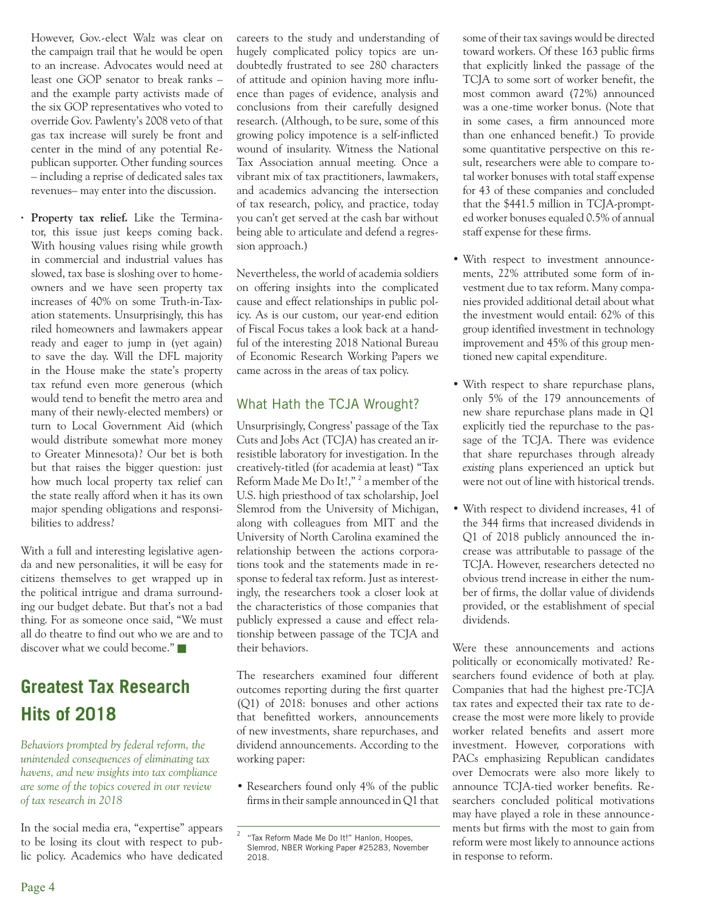However, Gov.-elect Walz was clear on the campaign trail that he would be open to an increase. Advocates would need at least one GOP senator to break ranks – and the example party activists made of the six GOP representatives who voted to override Gov. Pawlenty's 2008 veto of that gas tax increase will surely be front and center in the mind of any potential Republican supporter. Other funding sources – including a reprise of dedicated sales tax revenues– may enter into the discussion.

- **Property tax relief.** Like the Terminator, this issue just keeps coming back. With housing values rising while growth in commercial and industrial values has slowed, tax base is sloshing over to homeowners and we have seen property tax increases of 40% on some Truth-in-Taxation statements. Unsurprisingly, this has riled homeowners and lawmakers appear ready and eager to jump in (yet again) to save the day. Will the DFL majority in the House make the state's property tax refund even more generous (which would tend to benefit the metro area and many of their newly-elected members) or turn to Local Government Aid (which would distribute somewhat more money to Greater Minnesota)? Our bet is both but that raises the bigger question: just how much local property tax relief can the state really afford when it has its own major spending obligations and responsibilities to address?

With a full and interesting legislative agenda and new personalities, it will be easy for citizens themselves to get wrapped up in the political intrigue and drama surrounding our budget debate. But that's not a bad thing. For as someone once said, "We must all do theatre to find out who we are and to discover what we could become." ■

# Greatest Tax Research Hits of 2018

*Behaviors prompted by federal reform, the unintended consequences of eliminating tax havens, and new insights into tax compliance are some of the topics covered in our review of tax research in 2018*

In the social media era, "expertise" appears to be losing its clout with respect to public policy. Academics who have dedicated careers to the study and understanding of hugely complicated policy topics are undoubtedly frustrated to see 280 characters of attitude and opinion having more influence than pages of evidence, analysis and conclusions from their carefully designed research. (Although, to be sure, some of this growing policy impotence is a self-inflicted wound of insularity. Witness the National Tax Association annual meeting. Once a vibrant mix of tax practitioners, lawmakers, and academics advancing the intersection of tax research, policy, and practice, today you can't get served at the cash bar without being able to articulate and defend a regression approach.)

Nevertheless, the world of academia soldiers on offering insights into the complicated cause and effect relationships in public policy. As is our custom, our year-end edition of Fiscal Focus takes a look back at a handful of the interesting 2018 National Bureau of Economic Research Working Papers we came across in the areas of tax policy.

## What Hath the TCJA Wrought?

Unsurprisingly, Congress' passage of the Tax Cuts and Jobs Act (TCJA) has created an irresistible laboratory for investigation. In the creatively-titled (for academia at least) "Tax Reform Made Me Do It!," [2] a member of the U.S. high priesthood of tax scholarship, Joel Slemrod from the University of Michigan, along with colleagues from MIT and the University of North Carolina examined the relationship between the actions corporations took and the statements made in response to federal tax reform. Just as interestingly, the researchers took a closer look at the characteristics of those companies that publicly expressed a cause and effect relationship between passage of the TCJA and their behaviors.

The researchers examined four different outcomes reporting during the first quarter (Q1) of 2018: bonuses and other actions that benefitted workers, announcements of new investments, share repurchases, and dividend announcements. According to the working paper:

- Researchers found only 4% of the public firms in their sample announced in Q1 that some of their tax savings would be directed toward workers. Of these 163 public firms that explicitly linked the passage of the TCJA to some sort of worker benefit, the most common award (72%) announced was a one-time worker bonus. (Note that in some cases, a firm announced more than one enhanced benefit.) To provide some quantitative perspective on this result, researchers were able to compare total worker bonuses with total staff expense for 43 of these companies and concluded that the $441.5 million in TCJA-prompted worker bonuses equaled 0.5% of annual staff expense for these firms.
- With respect to investment announcements, 22% attributed some form of investment due to tax reform. Many companies provided additional detail about what the investment would entail: 62% of this group identified investment in technology improvement and 45% of this group mentioned new capital expenditure.
- With respect to share repurchase plans, only 5% of the 179 announcements of new share repurchase plans made in Q1 explicitly tied the repurchase to the passage of the TCJA. There was evidence that share repurchases through already *existing* plans experienced an uptick but were not out of line with historical trends.
- With respect to dividend increases, 41 of the 344 firms that increased dividends in Q1 of 2018 publicly announced the increase was attributable to passage of the TCJA. However, researchers detected no obvious trend increase in either the number of firms, the dollar value of dividends provided, or the establishment of special dividends.

Were these announcements and actions politically or economically motivated? Researchers found evidence of both at play. Companies that had the highest pre-TCJA tax rates and expected their tax rate to decrease the most were more likely to provide worker related benefits and assert more investment. However, corporations with PACs emphasizing Republican candidates over Democrats were also more likely to announce TCJA-tied worker benefits. Researchers concluded political motivations may have played a role in these announcements but firms with the most to gain from reform were most likely to announce actions in response to reform.

[2] "Tax Reform Made Me Do It!" Hanlon, Hoopes, Slemrod, NBER Working Paper #25283, November 2018.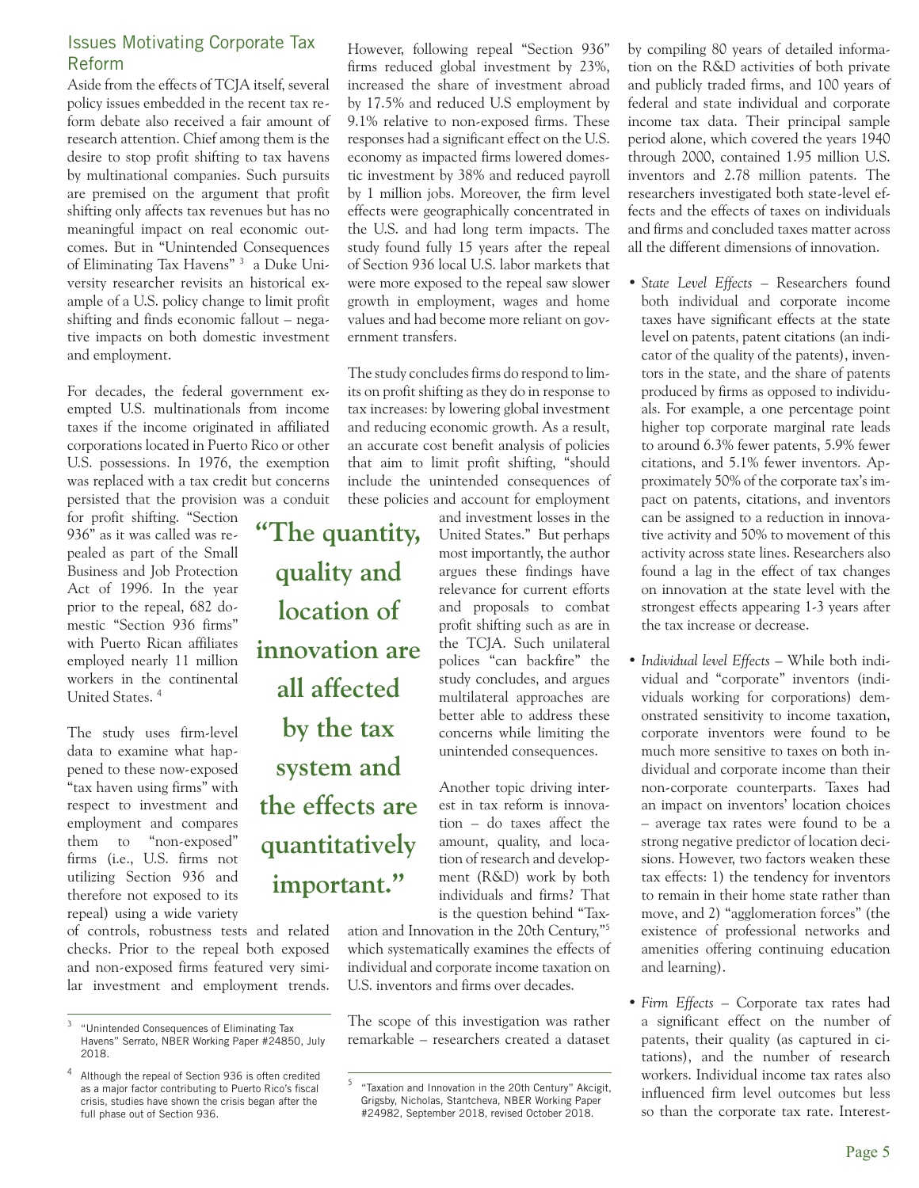## Issues Motivating Corporate Tax Reform

Aside from the effects of TCJA itself, several policy issues embedded in the recent tax reform debate also received a fair amount of research attention. Chief among them is the desire to stop profit shifting to tax havens by multinational companies. Such pursuits are premised on the argument that profit shifting only affects tax revenues but has no meaningful impact on real economic outcomes. But in "Unintended Consequences of Eliminating Tax Havens" [3] a Duke University researcher revisits an historical example of a U.S. policy change to limit profit shifting and finds economic fallout – negative impacts on both domestic investment and employment.

For decades, the federal government exempted U.S. multinationals from income taxes if the income originated in affiliated corporations located in Puerto Rico or other U.S. possessions. In 1976, the exemption was replaced with a tax credit but concerns persisted that the provision was a conduit for profit shifting. "Section 936" as it was called was repealed as part of the Small Business and Job Protection Act of 1996. In the year prior to the repeal, 682 domestic "Section 936 firms" with Puerto Rican affiliates employed nearly 11 million workers in the continental United States. [4]

The study uses firm-level data to examine what happened to these now-exposed "tax haven using firms" with respect to investment and employment and compares them to "non-exposed" firms (i.e., U.S. firms not utilizing Section 936 and therefore not exposed to its repeal) using a wide variety of controls, robustness tests and related checks. Prior to the repeal both exposed and non-exposed firms featured very similar investment and employment trends. However, following repeal "Section 936" firms reduced global investment by 23%, increased the share of investment abroad by 17.5% and reduced U.S employment by 9.1% relative to non-exposed firms. These responses had a significant effect on the U.S. economy as impacted firms lowered domestic investment by 38% and reduced payroll by 1 million jobs. Moreover, the firm level effects were geographically concentrated in the U.S. and had long term impacts. The study found fully 15 years after the repeal of Section 936 local U.S. labor markets that were more exposed to the repeal saw slower growth in employment, wages and home values and had become more reliant on government transfers.

The study concludes firms do respond to limits on profit shifting as they do in response to tax increases: by lowering global investment and reducing economic growth. As a result, an accurate cost benefit analysis of policies that aim to limit profit shifting, "should include the unintended consequences of these policies and account for employment and investment losses in the United States." But perhaps most importantly, the author argues these findings have relevance for current efforts and proposals to combat profit shifting such as are in the TCJA. Such unilateral polices "can backfire" the study concludes, and argues multilateral approaches are better able to address these concerns while limiting the unintended consequences.

**"The quantity, quality and location of innovation are all affected by the tax system and the effects are quantitatively important."**

Another topic driving interest in tax reform is innovation – do taxes affect the amount, quality, and location of research and development (R&D) work by both individuals and firms? That is the question behind "Taxation and Innovation in the 20th Century,"[5] which systematically examines the effects of individual and corporate income taxation on U.S. inventors and firms over decades.

The scope of this investigation was rather remarkable – researchers created a dataset by compiling 80 years of detailed information on the R&D activities of both private and publicly traded firms, and 100 years of federal and state individual and corporate income tax data. Their principal sample period alone, which covered the years 1940 through 2000, contained 1.95 million U.S. inventors and 2.78 million patents. The researchers investigated both state-level effects and the effects of taxes on individuals and firms and concluded taxes matter across all the different dimensions of innovation.

- *State Level Effects* – Researchers found both individual and corporate income taxes have significant effects at the state level on patents, patent citations (an indicator of the quality of the patents), inventors in the state, and the share of patents produced by firms as opposed to individuals. For example, a one percentage point higher top corporate marginal rate leads to around 6.3% fewer patents, 5.9% fewer citations, and 5.1% fewer inventors. Approximately 50% of the corporate tax's impact on patents, citations, and inventors can be assigned to a reduction in innovative activity and 50% to movement of this activity across state lines. Researchers also found a lag in the effect of tax changes on innovation at the state level with the strongest effects appearing 1-3 years after the tax increase or decrease.
- *Individual level Effects* – While both individual and "corporate" inventors (individuals working for corporations) demonstrated sensitivity to income taxation, corporate inventors were found to be much more sensitive to taxes on both individual and corporate income than their non-corporate counterparts. Taxes had an impact on inventors' location choices – average tax rates were found to be a strong negative predictor of location decisions. However, two factors weaken these tax effects: 1) the tendency for inventors to remain in their home state rather than move, and 2) "agglomeration forces" (the existence of professional networks and amenities offering continuing education and learning).
- *Firm Effects* – Corporate tax rates had a significant effect on the number of patents, their quality (as captured in citations), and the number of research workers. Individual income tax rates also influenced firm level outcomes but less so than the corporate tax rate. Interest-

---

[3] "Unintended Consequences of Eliminating Tax Havens" Serrato, NBER Working Paper #24850, July 2018.

[4] Although the repeal of Section 936 is often credited as a major factor contributing to Puerto Rico's fiscal crisis, studies have shown the crisis began after the full phase out of Section 936.

[5] "Taxation and Innovation in the 20th Century" Akcigit, Grigsby, Nicholas, Stantcheva, NBER Working Paper #24982, September 2018, revised October 2018.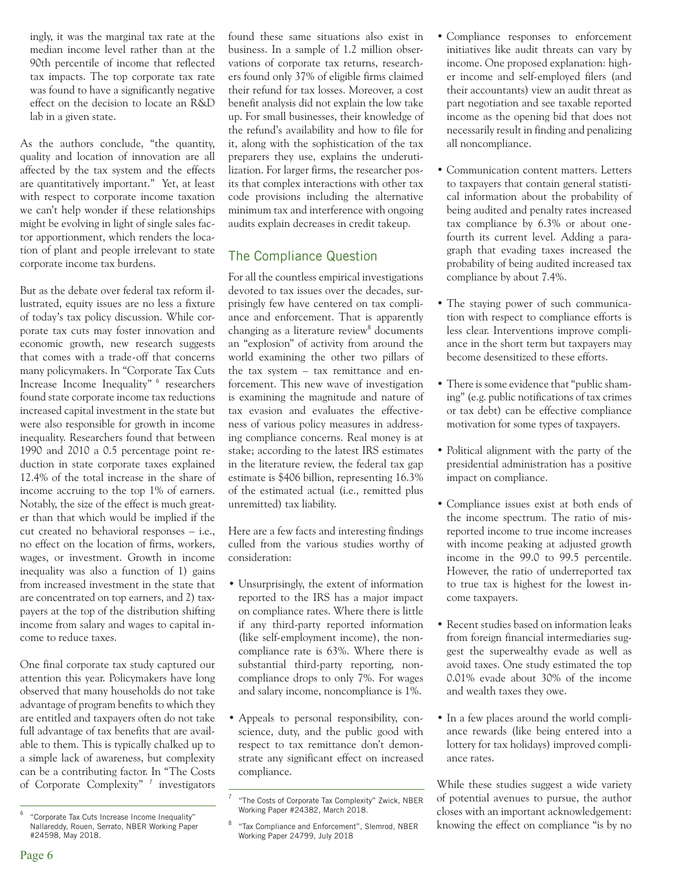ingly, it was the marginal tax rate at the median income level rather than at the 90th percentile of income that reflected tax impacts. The top corporate tax rate was found to have a significantly negative effect on the decision to locate an R&D lab in a given state.

As the authors conclude, "the quantity, quality and location of innovation are all affected by the tax system and the effects are quantitatively important." Yet, at least with respect to corporate income taxation we can't help wonder if these relationships might be evolving in light of single sales factor apportionment, which renders the location of plant and people irrelevant to state corporate income tax burdens.

But as the debate over federal tax reform illustrated, equity issues are no less a fixture of today's tax policy discussion. While corporate tax cuts may foster innovation and economic growth, new research suggests that comes with a trade-off that concerns many policymakers. In "Corporate Tax Cuts Increase Income Inequality" [6] researchers found state corporate income tax reductions increased capital investment in the state but were also responsible for growth in income inequality. Researchers found that between 1990 and 2010 a 0.5 percentage point reduction in state corporate taxes explained 12.4% of the total increase in the share of income accruing to the top 1% of earners. Notably, the size of the effect is much greater than that which would be implied if the cut created no behavioral responses – i.e., no effect on the location of firms, workers, wages, or investment. Growth in income inequality was also a function of 1) gains from increased investment in the state that are concentrated on top earners, and 2) taxpayers at the top of the distribution shifting income from salary and wages to capital income to reduce taxes.

One final corporate tax study captured our attention this year. Policymakers have long observed that many households do not take advantage of program benefits to which they are entitled and taxpayers often do not take full advantage of tax benefits that are available to them. This is typically chalked up to a simple lack of awareness, but complexity can be a contributing factor. In "The Costs of Corporate Complexity" [7] investigators found these same situations also exist in business. In a sample of 1.2 million observations of corporate tax returns, researchers found only 37% of eligible firms claimed their refund for tax losses. Moreover, a cost benefit analysis did not explain the low take up. For small businesses, their knowledge of the refund's availability and how to file for it, along with the sophistication of the tax preparers they use, explains the underutilization. For larger firms, the researcher posits that complex interactions with other tax code provisions including the alternative minimum tax and interference with ongoing audits explain decreases in credit takeup.

## The Compliance Question

For all the countless empirical investigations devoted to tax issues over the decades, surprisingly few have centered on tax compliance and enforcement. That is apparently changing as a literature review[8] documents an "explosion" of activity from around the world examining the other two pillars of the tax system – tax remittance and enforcement. This new wave of investigation is examining the magnitude and nature of tax evasion and evaluates the effectiveness of various policy measures in addressing compliance concerns. Real money is at stake; according to the latest IRS estimates in the literature review, the federal tax gap estimate is $406 billion, representing 16.3% of the estimated actual (i.e., remitted plus unremitted) tax liability.

Here are a few facts and interesting findings culled from the various studies worthy of consideration:

- Unsurprisingly, the extent of information reported to the IRS has a major impact on compliance rates. Where there is little if any third-party reported information (like self-employment income), the noncompliance rate is 63%. Where there is substantial third-party reporting, noncompliance drops to only 7%. For wages and salary income, noncompliance is 1%.
- Appeals to personal responsibility, conscience, duty, and the public good with respect to tax remittance don't demonstrate any significant effect on increased compliance.
- Compliance responses to enforcement initiatives like audit threats can vary by income. One proposed explanation: higher income and self-employed filers (and their accountants) view an audit threat as part negotiation and see taxable reported income as the opening bid that does not necessarily result in finding and penalizing all noncompliance.
- Communication content matters. Letters to taxpayers that contain general statistical information about the probability of being audited and penalty rates increased tax compliance by 6.3% or about one-fourth its current level. Adding a paragraph that evading taxes increased the probability of being audited increased tax compliance by about 7.4%.
- The staying power of such communication with respect to compliance efforts is less clear. Interventions improve compliance in the short term but taxpayers may become desensitized to these efforts.
- There is some evidence that "public shaming" (e.g. public notifications of tax crimes or tax debt) can be effective compliance motivation for some types of taxpayers.
- Political alignment with the party of the presidential administration has a positive impact on compliance.
- Compliance issues exist at both ends of the income spectrum. The ratio of misreported income to true income increases with income peaking at adjusted growth income in the 99.0 to 99.5 percentile. However, the ratio of underreported tax to true tax is highest for the lowest income taxpayers.
- Recent studies based on information leaks from foreign financial intermediaries suggest the superwealthy evade as well as avoid taxes. One study estimated the top 0.01% evade about 30% of the income and wealth taxes they owe.
- In a few places around the world compliance rewards (like being entered into a lottery for tax holidays) improved compliance rates.

While these studies suggest a wide variety of potential avenues to pursue, the author closes with an important acknowledgement: knowing the effect on compliance "is by no

---

[6] "Corporate Tax Cuts Increase Income Inequality" Nallareddy, Rouen, Serrato, NBER Working Paper #24598, May 2018.

[7] "The Costs of Corporate Tax Complexity" Zwick, NBER Working Paper #24382, March 2018.

[8] "Tax Compliance and Enforcement", Slemrod, NBER Working Paper 24799, July 2018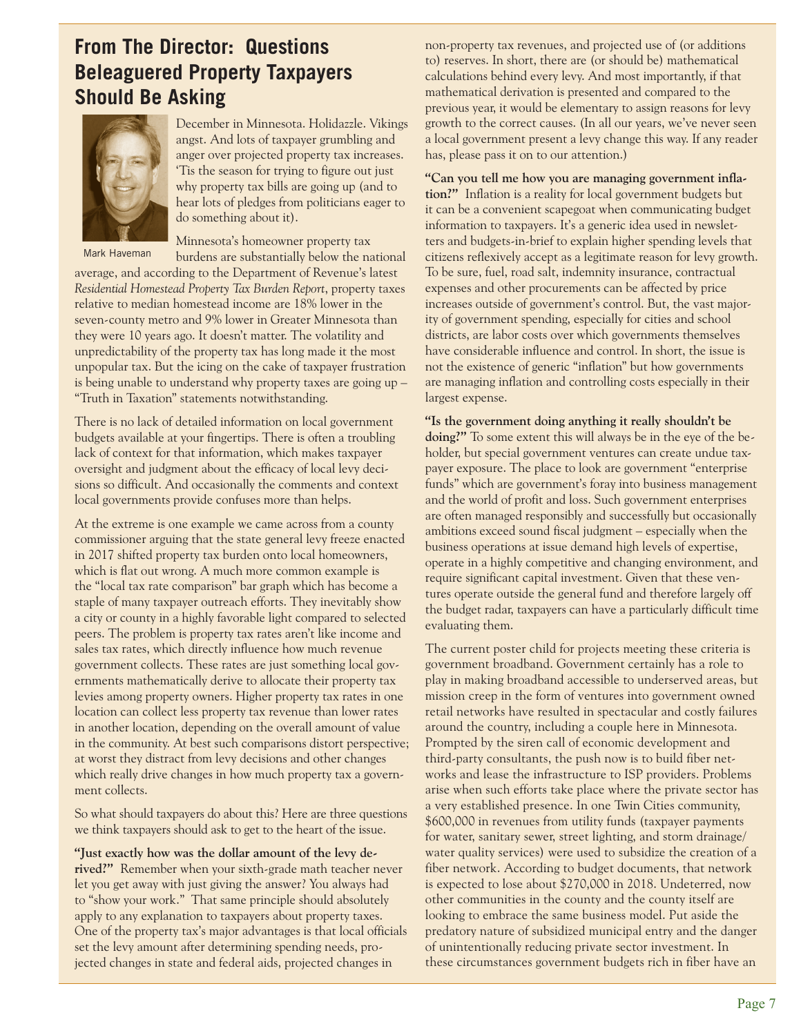## From The Director: Questions Beleaguered Property Taxpayers Should Be Asking

Mark Haveman

December in Minnesota. Holidazzle. Vikings angst. And lots of taxpayer grumbling and anger over projected property tax increases. 'Tis the season for trying to figure out just why property tax bills are going up (and to hear lots of pledges from politicians eager to do something about it).

Minnesota's homeowner property tax burdens are substantially below the national average, and according to the Department of Revenue's latest *Residential Homestead Property Tax Burden Report*, property taxes relative to median homestead income are 18% lower in the seven-county metro and 9% lower in Greater Minnesota than they were 10 years ago. It doesn't matter. The volatility and unpredictability of the property tax has long made it the most unpopular tax. But the icing on the cake of taxpayer frustration is being unable to understand why property taxes are going up – "Truth in Taxation" statements notwithstanding.

There is no lack of detailed information on local government budgets available at your fingertips. There is often a troubling lack of context for that information, which makes taxpayer oversight and judgment about the efficacy of local levy decisions so difficult. And occasionally the comments and context local governments provide confuses more than helps.

At the extreme is one example we came across from a county commissioner arguing that the state general levy freeze enacted in 2017 shifted property tax burden onto local homeowners, which is flat out wrong. A much more common example is the "local tax rate comparison" bar graph which has become a staple of many taxpayer outreach efforts. They inevitably show a city or county in a highly favorable light compared to selected peers. The problem is property tax rates aren't like income and sales tax rates, which directly influence how much revenue government collects. These rates are just something local governments mathematically derive to allocate their property tax levies among property owners. Higher property tax rates in one location can collect less property tax revenue than lower rates in another location, depending on the overall amount of value in the community. At best such comparisons distort perspective; at worst they distract from levy decisions and other changes which really drive changes in how much property tax a government collects.

So what should taxpayers do about this? Here are three questions we think taxpayers should ask to get to the heart of the issue.

**"Just exactly how was the dollar amount of the levy derived?"** Remember when your sixth-grade math teacher never let you get away with just giving the answer? You always had to "show your work." That same principle should absolutely apply to any explanation to taxpayers about property taxes. One of the property tax's major advantages is that local officials set the levy amount after determining spending needs, projected changes in state and federal aids, projected changes in non-property tax revenues, and projected use of (or additions to) reserves. In short, there are (or should be) mathematical calculations behind every levy. And most importantly, if that mathematical derivation is presented and compared to the previous year, it would be elementary to assign reasons for levy growth to the correct causes. (In all our years, we've never seen a local government present a levy change this way. If any reader has, please pass it on to our attention.)

**"Can you tell me how you are managing government inflation?"** Inflation is a reality for local government budgets but it can be a convenient scapegoat when communicating budget information to taxpayers. It's a generic idea used in newsletters and budgets-in-brief to explain higher spending levels that citizens reflexively accept as a legitimate reason for levy growth. To be sure, fuel, road salt, indemnity insurance, contractual expenses and other procurements can be affected by price increases outside of government's control. But, the vast majority of government spending, especially for cities and school districts, are labor costs over which governments themselves have considerable influence and control. In short, the issue is not the existence of generic "inflation" but how governments are managing inflation and controlling costs especially in their largest expense.

**"Is the government doing anything it really shouldn't be doing?"** To some extent this will always be in the eye of the beholder, but special government ventures can create undue taxpayer exposure. The place to look are government "enterprise funds" which are government's foray into business management and the world of profit and loss. Such government enterprises are often managed responsibly and successfully but occasionally ambitions exceed sound fiscal judgment – especially when the business operations at issue demand high levels of expertise, operate in a highly competitive and changing environment, and require significant capital investment. Given that these ventures operate outside the general fund and therefore largely off the budget radar, taxpayers can have a particularly difficult time evaluating them.

The current poster child for projects meeting these criteria is government broadband. Government certainly has a role to play in making broadband accessible to underserved areas, but mission creep in the form of ventures into government owned retail networks have resulted in spectacular and costly failures around the country, including a couple here in Minnesota. Prompted by the siren call of economic development and third-party consultants, the push now is to build fiber networks and lease the infrastructure to ISP providers. Problems arise when such efforts take place where the private sector has a very established presence. In one Twin Cities community, $600,000 in revenues from utility funds (taxpayer payments for water, sanitary sewer, street lighting, and storm drainage/water quality services) were used to subsidize the creation of a fiber network. According to budget documents, that network is expected to lose about $270,000 in 2018. Undeterred, now other communities in the county and the county itself are looking to embrace the same business model. Put aside the predatory nature of subsidized municipal entry and the danger of unintentionally reducing private sector investment. In these circumstances government budgets rich in fiber have an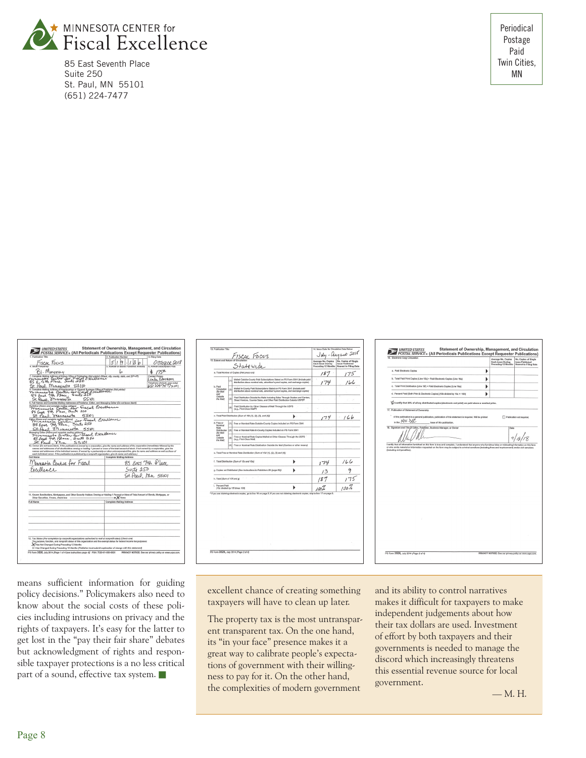MINNESOTA CENTER for Fiscal Excellence

85 East Seventh Place
Suite 250
St. Paul, MN 55101
(651) 224-7477

Periodical Postage Paid Twin Cities, MN

means sufficient information for guiding policy decisions." Policymakers also need to know about the social costs of these policies including intrusions on privacy and the rights of taxpayers. It's easy for the latter to get lost in the "pay their fair share" debates but acknowledgment of rights and responsible taxpayer protections is a no less critical part of a sound, effective tax system. ■

excellent chance of creating something taxpayers will have to clean up later.

The property tax is the most untransparent transparent tax. On the one hand, its "in your face" presence makes it a great way to calibrate people's expectations of government with their willingness to pay for it. On the other hand, the complexities of modern government and its ability to control narratives makes it difficult for taxpayers to make independent judgements about how their tax dollars are used. Investment of effort by both taxpayers and their governments is needed to manage the discord which increasingly threatens this essential revenue source for local government.

— M. H.